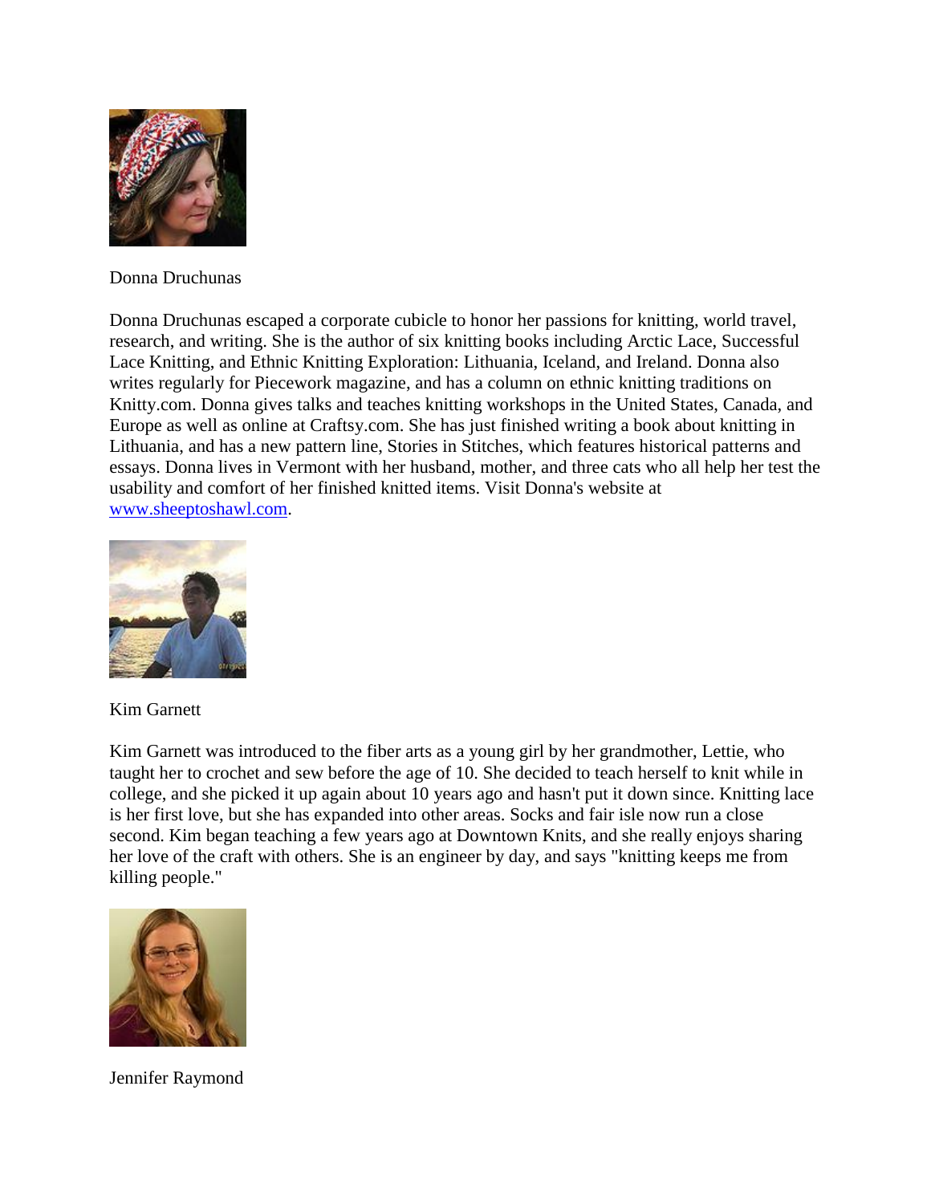Donna Druchunas

Donna Druchunas escaped a corporate cubicle to honor her passions for knitting, world travel, research, and writing. She is the author of six knitting books including Arctic Lace, Successful Lace Knitting, and Ethnic Knitting Exploration: Lithuania, Iceland, and Ireland. Donna also writes regularly for Piecework magazine, and has a column on ethnic knitting traditions on Knitty.com. Donna gives talks and teaches knitting workshops in the United States, Canada, and Europe as well as online at Craftsy.com. She has just finished writing a book about knitting in Lithuania, and has a new pattern line, Stories in Stitches, which features historical patterns and essays. Donna lives in Vermont with her husband, mother, and three cats who all help her test the usability and comfort of her finished knitted items. Visit Donna's website at [www.sheeptoshawl.com](http://www.sheeptoshawl.com).

Kim Garnett

Kim Garnett was introduced to the fiber arts as a young girl by her grandmother, Lettie, who taught her to crochet and sew before the age of 10. She decided to teach herself to knit while in college, and she picked it up again about 10 years ago and hasn't put it down since. Knitting lace is her first love, but she has expanded into other areas. Socks and fair isle now run a close second. Kim began teaching a few years ago at Downtown Knits, and she really enjoys sharing her love of the craft with others. She is an engineer by day, and says "knitting keeps me from killing people."

Jennifer Raymond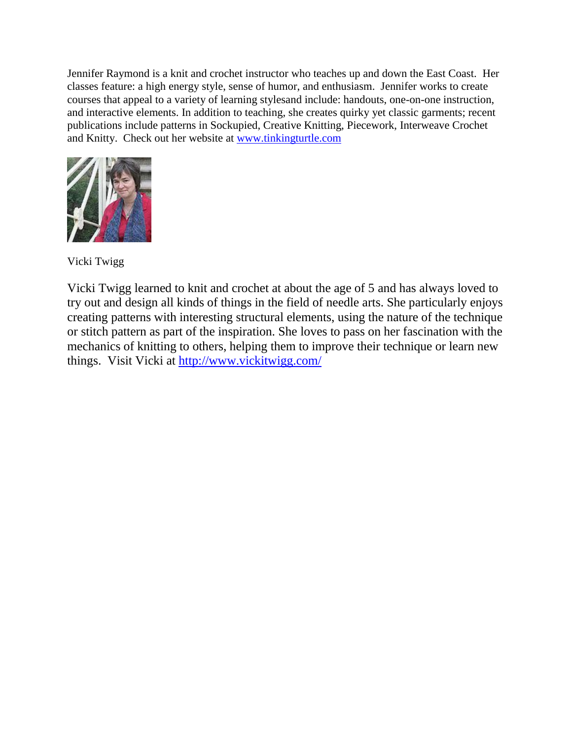Jennifer Raymond is a knit and crochet instructor who teaches up and down the East Coast. Her classes feature: a high energy style, sense of humor, and enthusiasm. Jennifer works to create courses that appeal to a variety of learning stylesand include: handouts, one-on-one instruction, and interactive elements. In addition to teaching, she creates quirky yet classic garments; recent publications include patterns in Sockupied, Creative Knitting, Piecework, Interweave Crochet and Knitty. Check out her website at [www.tinkingturtle.com](http://www.tinkingturtle.com)

Vicki Twigg

Vicki Twigg learned to knit and crochet at about the age of 5 and has always loved to try out and design all kinds of things in the field of needle arts. She particularly enjoys creating patterns with interesting structural elements, using the nature of the technique or stitch pattern as part of the inspiration. She loves to pass on her fascination with the mechanics of knitting to others, helping them to improve their technique or learn new things. Visit Vicki at [http://www.vickitwigg.com/](http://www.vickitwigg.com/)